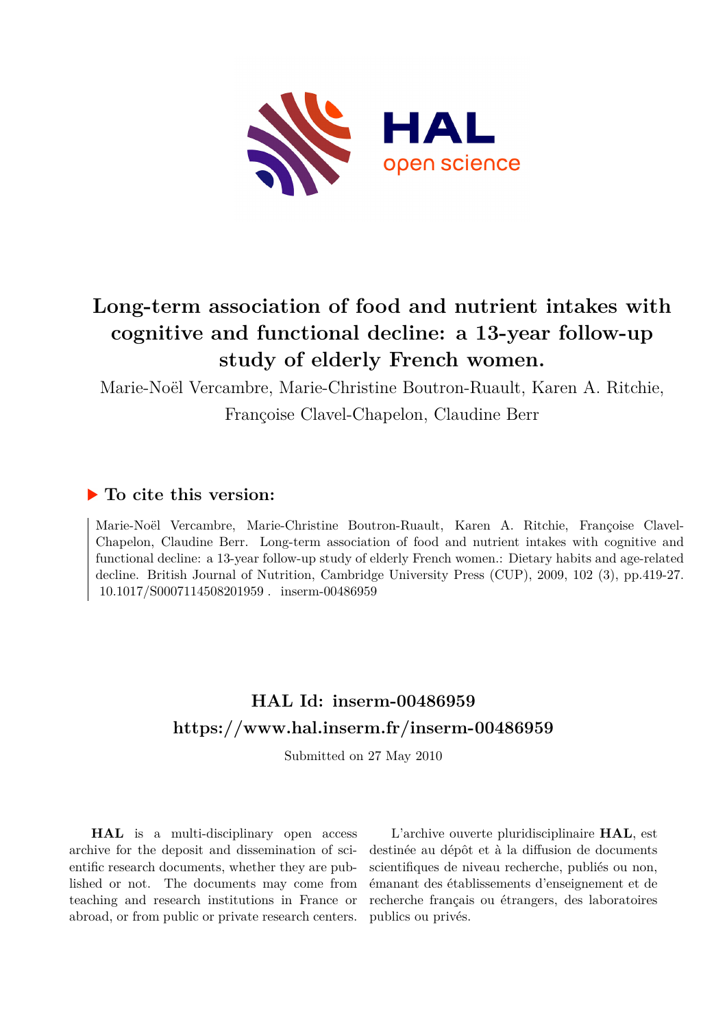# Long-term association of food and nutrient intakes with cognitive and functional decline: a 13-year follow-up study of elderly French women.

Marie-Noël Vercambre, Marie-Christine Boutron-Ruault, Karen A. Ritchie, Françoise Clavel-Chapelon, Claudine Berr

## ▶ To cite this version:

Marie-Noël Vercambre, Marie-Christine Boutron-Ruault, Karen A. Ritchie, Françoise Clavel-Chapelon, Claudine Berr. Long-term association of food and nutrient intakes with cognitive and functional decline: a 13-year follow-up study of elderly French women.: Dietary habits and age-related decline. British Journal of Nutrition, Cambridge University Press (CUP), 2009, 102 (3), pp.419-27. 10.1017/S0007114508201959 . inserm-00486959

## HAL Id: inserm-00486959

## https://www.hal.inserm.fr/inserm-00486959

Submitted on 27 May 2010

**HAL** is a multi-disciplinary open access archive for the deposit and dissemination of scientific research documents, whether they are published or not. The documents may come from teaching and research institutions in France or abroad, or from public or private research centers.

L'archive ouverte pluridisciplinaire **HAL**, est destinée au dépôt et à la diffusion de documents scientifiques de niveau recherche, publiés ou non, émanant des établissements d'enseignement et de recherche français ou étrangers, des laboratoires publics ou privés.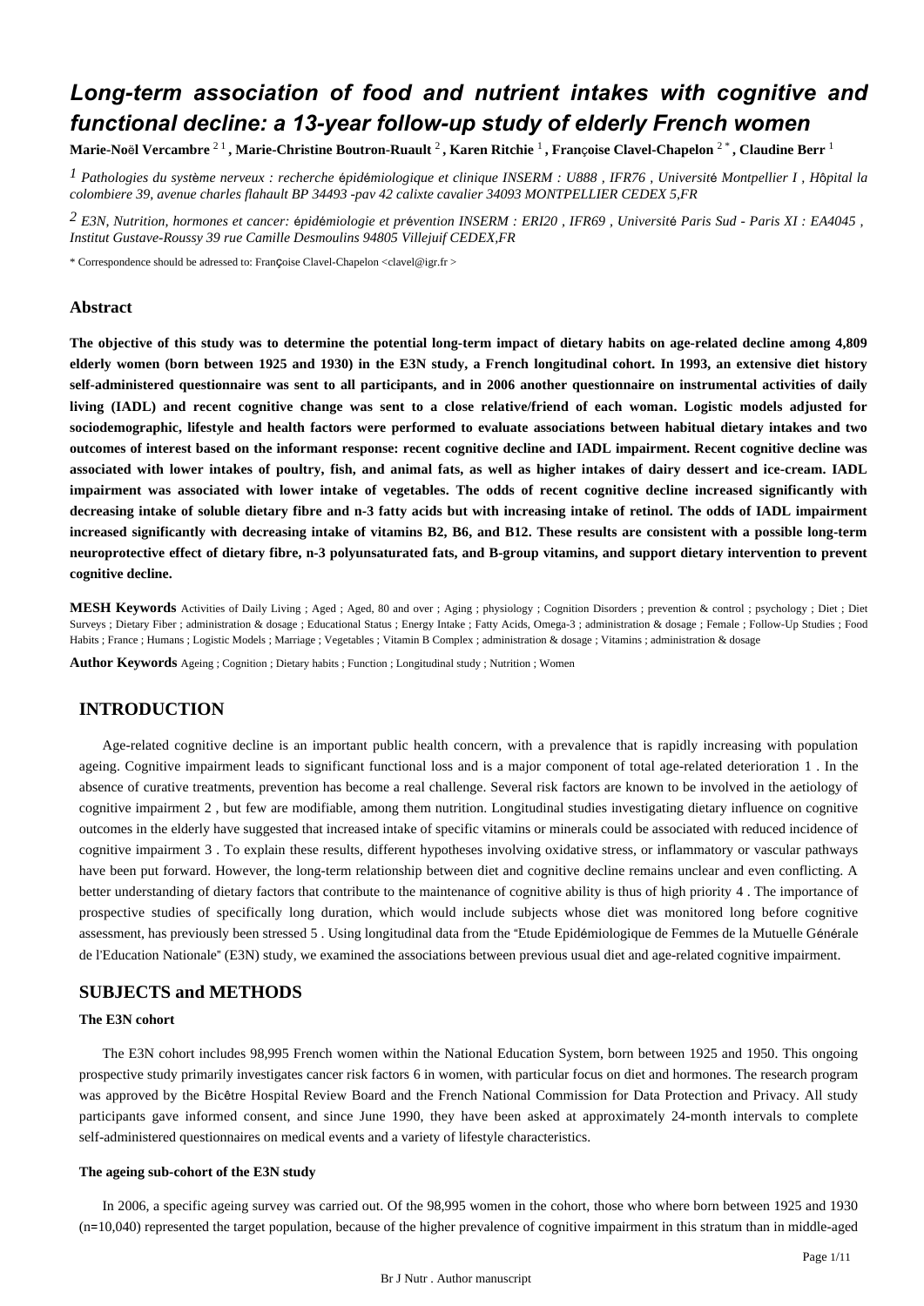# Long-term association of food and nutrient intakes with cognitive and functional decline: a 13-year follow-up study of elderly French women

**Marie-Noël Vercambre** [2,1] **, Marie-Christine Boutron-Ruault** [2] **, Karen Ritchie** [1] **, Françoise Clavel-Chapelon** [2*] **, Claudine Berr** [1]

[1] *Pathologies du système nerveux : recherche épidémiologique et clinique INSERM : U888 , IFR76 , Université Montpellier I , Hôpital la colombiere 39, avenue charles flahault BP 34493 -pav 42 calixte cavalier 34093 MONTPELLIER CEDEX 5,FR*

[2] *E3N, Nutrition, hormones et cancer: épidémiologie et prévention INSERM : ERI20 , IFR69 , Université Paris Sud - Paris XI : EA4045 , Institut Gustave-Roussy 39 rue Camille Desmoulins 94805 Villejuif CEDEX,FR*

\* Correspondence should be adressed to: Françoise Clavel-Chapelon <clavel@igr.fr >

## Abstract

**The objective of this study was to determine the potential long-term impact of dietary habits on age-related decline among 4,809 elderly women (born between 1925 and 1930) in the E3N study, a French longitudinal cohort. In 1993, an extensive diet history self-administered questionnaire was sent to all participants, and in 2006 another questionnaire on instrumental activities of daily living (IADL) and recent cognitive change was sent to a close relative/friend of each woman. Logistic models adjusted for sociodemographic, lifestyle and health factors were performed to evaluate associations between habitual dietary intakes and two outcomes of interest based on the informant response: recent cognitive decline and IADL impairment. Recent cognitive decline was associated with lower intakes of poultry, fish, and animal fats, as well as higher intakes of dairy dessert and ice-cream. IADL impairment was associated with lower intake of vegetables. The odds of recent cognitive decline increased significantly with decreasing intake of soluble dietary fibre and n-3 fatty acids but with increasing intake of retinol. The odds of IADL impairment increased significantly with decreasing intake of vitamins B2, B6, and B12. These results are consistent with a possible long-term neuroprotective effect of dietary fibre, n-3 polyunsaturated fats, and B-group vitamins, and support dietary intervention to prevent cognitive decline.**

**MESH Keywords** Activities of Daily Living ; Aged ; Aged, 80 and over ; Aging ; physiology ; Cognition Disorders ; prevention & control ; psychology ; Diet ; Diet Surveys ; Dietary Fiber ; administration & dosage ; Educational Status ; Energy Intake ; Fatty Acids, Omega-3 ; administration & dosage ; Female ; Follow-Up Studies ; Food Habits ; France ; Humans ; Logistic Models ; Marriage ; Vegetables ; Vitamin B Complex ; administration & dosage ; Vitamins ; administration & dosage

**Author Keywords** Ageing ; Cognition ; Dietary habits ; Function ; Longitudinal study ; Nutrition ; Women

## INTRODUCTION

Age-related cognitive decline is an important public health concern, with a prevalence that is rapidly increasing with population ageing. Cognitive impairment leads to significant functional loss and is a major component of total age-related deterioration 1 . In the absence of curative treatments, prevention has become a real challenge. Several risk factors are known to be involved in the aetiology of cognitive impairment 2 , but few are modifiable, among them nutrition. Longitudinal studies investigating dietary influence on cognitive outcomes in the elderly have suggested that increased intake of specific vitamins or minerals could be associated with reduced incidence of cognitive impairment 3 . To explain these results, different hypotheses involving oxidative stress, or inflammatory or vascular pathways have been put forward. However, the long-term relationship between diet and cognitive decline remains unclear and even conflicting. A better understanding of dietary factors that contribute to the maintenance of cognitive ability is thus of high priority 4 . The importance of prospective studies of specifically long duration, which would include subjects whose diet was monitored long before cognitive assessment, has previously been stressed 5 . Using longitudinal data from the "Etude Epidémiologique de Femmes de la Mutuelle Générale de l'Education Nationale" (E3N) study, we examined the associations between previous usual diet and age-related cognitive impairment.

## SUBJECTS and METHODS

### The E3N cohort

The E3N cohort includes 98,995 French women within the National Education System, born between 1925 and 1950. This ongoing prospective study primarily investigates cancer risk factors 6 in women, with particular focus on diet and hormones. The research program was approved by the Bicêtre Hospital Review Board and the French National Commission for Data Protection and Privacy. All study participants gave informed consent, and since June 1990, they have been asked at approximately 24-month intervals to complete self-administered questionnaires on medical events and a variety of lifestyle characteristics.

### The ageing sub-cohort of the E3N study

In 2006, a specific ageing survey was carried out. Of the 98,995 women in the cohort, those who where born between 1925 and 1930 (n=10,040) represented the target population, because of the higher prevalence of cognitive impairment in this stratum than in middle-aged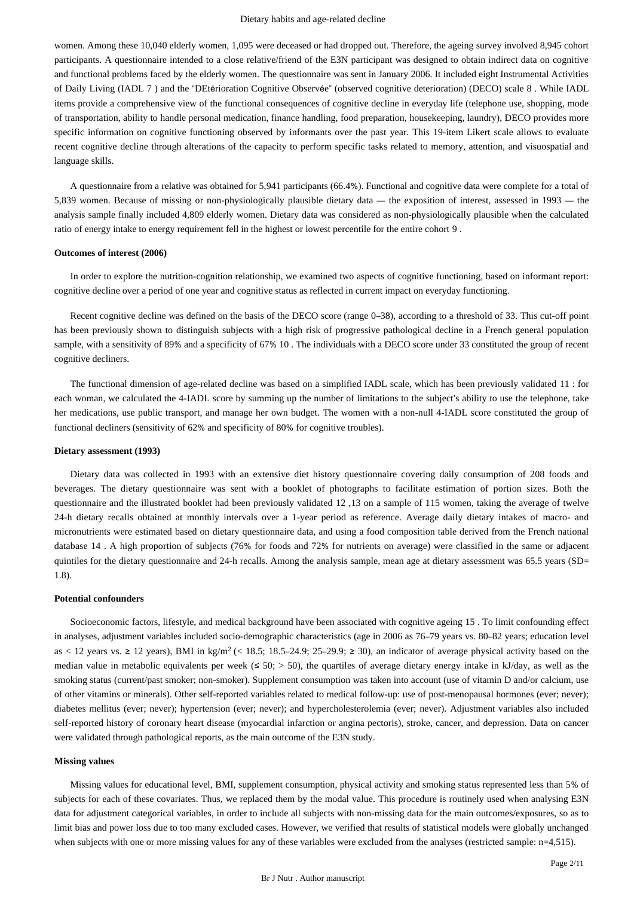women. Among these 10,040 elderly women, 1,095 were deceased or had dropped out. Therefore, the ageing survey involved 8,945 cohort participants. A questionnaire intended to a close relative/friend of the E3N participant was designed to obtain indirect data on cognitive and functional problems faced by the elderly women. The questionnaire was sent in January 2006. It included eight Instrumental Activities of Daily Living (IADL 7 ) and the "DEtérioration Cognitive Observée" (observed cognitive deterioration) (DECO) scale 8 . While IADL items provide a comprehensive view of the functional consequences of cognitive decline in everyday life (telephone use, shopping, mode of transportation, ability to handle personal medication, finance handling, food preparation, housekeeping, laundry), DECO provides more specific information on cognitive functioning observed by informants over the past year. This 19-item Likert scale allows to evaluate recent cognitive decline through alterations of the capacity to perform specific tasks related to memory, attention, and visuospatial and language skills.

A questionnaire from a relative was obtained for 5,941 participants (66.4%). Functional and cognitive data were complete for a total of 5,839 women. Because of missing or non-physiologically plausible dietary data — the exposition of interest, assessed in 1993 — the analysis sample finally included 4,809 elderly women. Dietary data was considered as non-physiologically plausible when the calculated ratio of energy intake to energy requirement fell in the highest or lowest percentile for the entire cohort 9 .

#### Outcomes of interest (2006)

In order to explore the nutrition-cognition relationship, we examined two aspects of cognitive functioning, based on informant report: cognitive decline over a period of one year and cognitive status as reflected in current impact on everyday functioning.

Recent cognitive decline was defined on the basis of the DECO score (range 0–38), according to a threshold of 33. This cut-off point has been previously shown to distinguish subjects with a high risk of progressive pathological decline in a French general population sample, with a sensitivity of 89% and a specificity of 67% 10 . The individuals with a DECO score under 33 constituted the group of recent cognitive decliners.

The functional dimension of age-related decline was based on a simplified IADL scale, which has been previously validated 11 : for each woman, we calculated the 4-IADL score by summing up the number of limitations to the subject's ability to use the telephone, take her medications, use public transport, and manage her own budget. The women with a non-null 4-IADL score constituted the group of functional decliners (sensitivity of 62% and specificity of 80% for cognitive troubles).

#### Dietary assessment (1993)

Dietary data was collected in 1993 with an extensive diet history questionnaire covering daily consumption of 208 foods and beverages. The dietary questionnaire was sent with a booklet of photographs to facilitate estimation of portion sizes. Both the questionnaire and the illustrated booklet had been previously validated 12 ,13 on a sample of 115 women, taking the average of twelve 24-h dietary recalls obtained at monthly intervals over a 1-year period as reference. Average daily dietary intakes of macro- and micronutrients were estimated based on dietary questionnaire data, and using a food composition table derived from the French national database 14 . A high proportion of subjects (76% for foods and 72% for nutrients on average) were classified in the same or adjacent quintiles for the dietary questionnaire and 24-h recalls. Among the analysis sample, mean age at dietary assessment was 65.5 years (SD= 1.8).

#### Potential confounders

Socioeconomic factors, lifestyle, and medical background have been associated with cognitive ageing 15 . To limit confounding effect in analyses, adjustment variables included socio-demographic characteristics (age in 2006 as 76–79 years vs. 80–82 years; education level as < 12 years vs. ≥ 12 years), BMI in kg/m$^2$ (< 18.5; 18.5–24.9; 25–29.9; ≥ 30), an indicator of average physical activity based on the median value in metabolic equivalents per week (≤ 50; > 50), the quartiles of average dietary energy intake in kJ/day, as well as the smoking status (current/past smoker; non-smoker). Supplement consumption was taken into account (use of vitamin D and/or calcium, use of other vitamins or minerals). Other self-reported variables related to medical follow-up: use of post-menopausal hormones (ever; never); diabetes mellitus (ever; never); hypertension (ever; never); and hypercholesterolemia (ever; never). Adjustment variables also included self-reported history of coronary heart disease (myocardial infarction or angina pectoris), stroke, cancer, and depression. Data on cancer were validated through pathological reports, as the main outcome of the E3N study.

#### Missing values

Missing values for educational level, BMI, supplement consumption, physical activity and smoking status represented less than 5% of subjects for each of these covariates. Thus, we replaced them by the modal value. This procedure is routinely used when analysing E3N data for adjustment categorical variables, in order to include all subjects with non-missing data for the main outcomes/exposures, so as to limit bias and power loss due to too many excluded cases. However, we verified that results of statistical models were globally unchanged when subjects with one or more missing values for any of these variables were excluded from the analyses (restricted sample: n=4,515).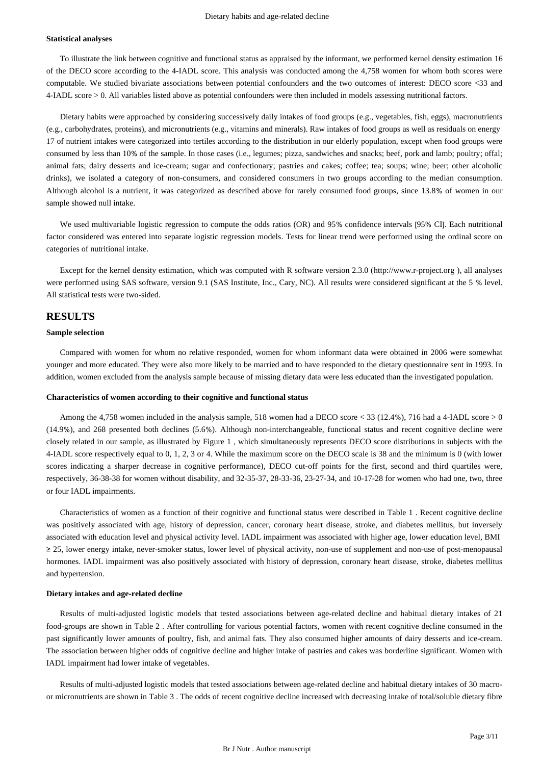#### Statistical analyses

To illustrate the link between cognitive and functional status as appraised by the informant, we performed kernel density estimation 16 of the DECO score according to the 4-IADL score. This analysis was conducted among the 4,758 women for whom both scores were computable. We studied bivariate associations between potential confounders and the two outcomes of interest: DECO score <33 and 4-IADL score > 0. All variables listed above as potential confounders were then included in models assessing nutritional factors.

Dietary habits were approached by considering successively daily intakes of food groups (e.g., vegetables, fish, eggs), macronutrients (e.g., carbohydrates, proteins), and micronutrients (e.g., vitamins and minerals). Raw intakes of food groups as well as residuals on energy 17 of nutrient intakes were categorized into tertiles according to the distribution in our elderly population, except when food groups were consumed by less than 10% of the sample. In those cases (i.e., legumes; pizza, sandwiches and snacks; beef, pork and lamb; poultry; offal; animal fats; dairy desserts and ice-cream; sugar and confectionary; pastries and cakes; coffee; tea; soups; wine; beer; other alcoholic drinks), we isolated a category of non-consumers, and considered consumers in two groups according to the median consumption. Although alcohol is a nutrient, it was categorized as described above for rarely consumed food groups, since 13.8% of women in our sample showed null intake.

We used multivariable logistic regression to compute the odds ratios (OR) and 95% confidence intervals [95% CI]. Each nutritional factor considered was entered into separate logistic regression models. Tests for linear trend were performed using the ordinal score on categories of nutritional intake.

Except for the kernel density estimation, which was computed with R software version 2.3.0 (http://www.r-project.org ), all analyses were performed using SAS software, version 9.1 (SAS Institute, Inc., Cary, NC). All results were considered significant at the 5 % level. All statistical tests were two-sided.

## RESULTS

#### Sample selection

Compared with women for whom no relative responded, women for whom informant data were obtained in 2006 were somewhat younger and more educated. They were also more likely to be married and to have responded to the dietary questionnaire sent in 1993. In addition, women excluded from the analysis sample because of missing dietary data were less educated than the investigated population.

#### Characteristics of women according to their cognitive and functional status

Among the 4,758 women included in the analysis sample, 518 women had a DECO score < 33 (12.4%), 716 had a 4-IADL score > 0 (14.9%), and 268 presented both declines (5.6%). Although non-interchangeable, functional status and recent cognitive decline were closely related in our sample, as illustrated by Figure 1 , which simultaneously represents DECO score distributions in subjects with the 4-IADL score respectively equal to 0, 1, 2, 3 or 4. While the maximum score on the DECO scale is 38 and the minimum is 0 (with lower scores indicating a sharper decrease in cognitive performance), DECO cut-off points for the first, second and third quartiles were, respectively, 36-38-38 for women without disability, and 32-35-37, 28-33-36, 23-27-34, and 10-17-28 for women who had one, two, three or four IADL impairments.

Characteristics of women as a function of their cognitive and functional status were described in Table 1 . Recent cognitive decline was positively associated with age, history of depression, cancer, coronary heart disease, stroke, and diabetes mellitus, but inversely associated with education level and physical activity level. IADL impairment was associated with higher age, lower education level, BMI ≥ 25, lower energy intake, never-smoker status, lower level of physical activity, non-use of supplement and non-use of post-menopausal hormones. IADL impairment was also positively associated with history of depression, coronary heart disease, stroke, diabetes mellitus and hypertension.

#### Dietary intakes and age-related decline

Results of multi-adjusted logistic models that tested associations between age-related decline and habitual dietary intakes of 21 food-groups are shown in Table 2 . After controlling for various potential factors, women with recent cognitive decline consumed in the past significantly lower amounts of poultry, fish, and animal fats. They also consumed higher amounts of dairy desserts and ice-cream. The association between higher odds of cognitive decline and higher intake of pastries and cakes was borderline significant. Women with IADL impairment had lower intake of vegetables.

Results of multi-adjusted logistic models that tested associations between age-related decline and habitual dietary intakes of 30 macro- or micronutrients are shown in Table 3 . The odds of recent cognitive decline increased with decreasing intake of total/soluble dietary fibre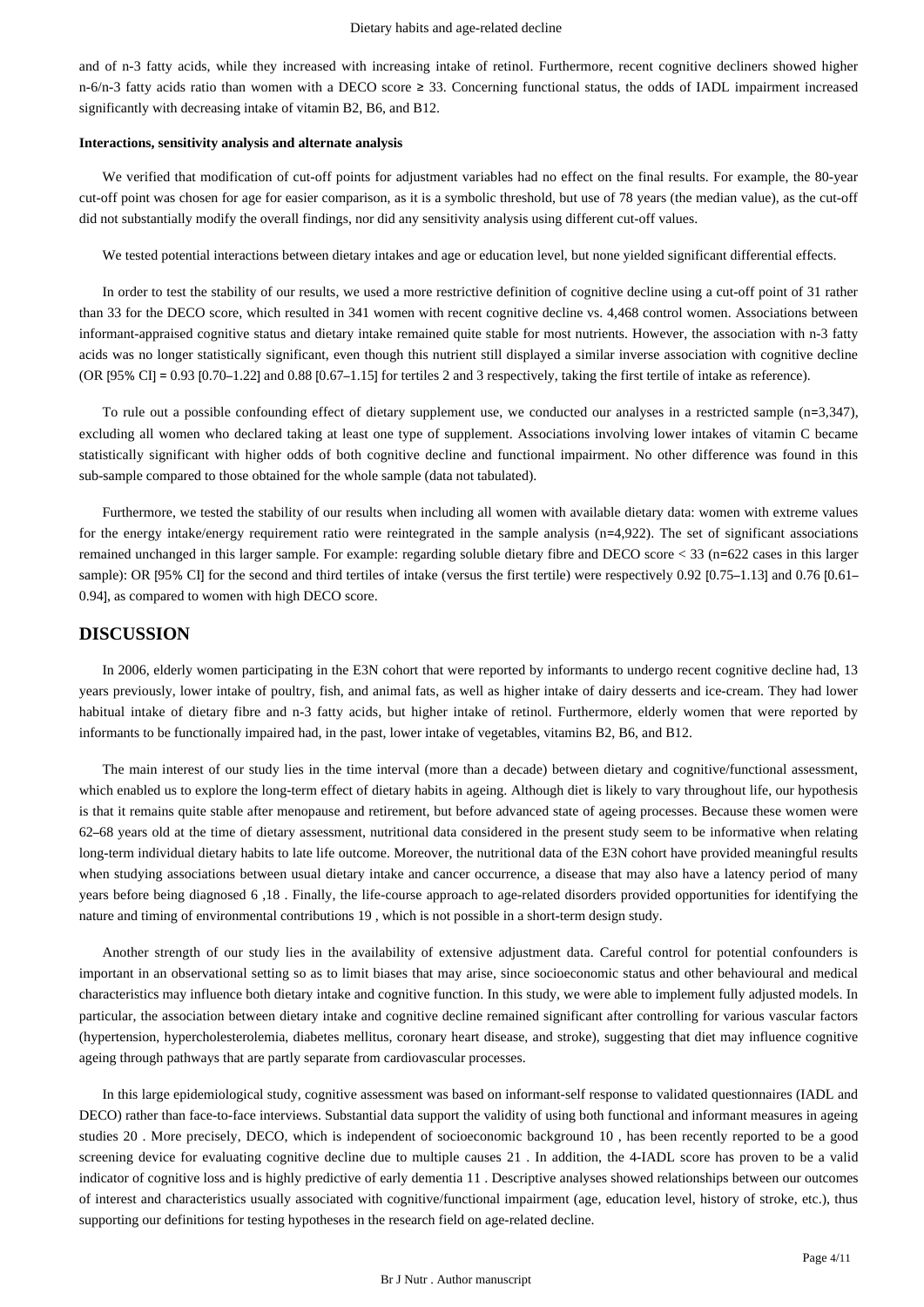and of n-3 fatty acids, while they increased with increasing intake of retinol. Furthermore, recent cognitive decliners showed higher n-6/n-3 fatty acids ratio than women with a DECO score ≥ 33. Concerning functional status, the odds of IADL impairment increased significantly with decreasing intake of vitamin B2, B6, and B12.

#### Interactions, sensitivity analysis and alternate analysis

We verified that modification of cut-off points for adjustment variables had no effect on the final results. For example, the 80-year cut-off point was chosen for age for easier comparison, as it is a symbolic threshold, but use of 78 years (the median value), as the cut-off did not substantially modify the overall findings, nor did any sensitivity analysis using different cut-off values.

We tested potential interactions between dietary intakes and age or education level, but none yielded significant differential effects.

In order to test the stability of our results, we used a more restrictive definition of cognitive decline using a cut-off point of 31 rather than 33 for the DECO score, which resulted in 341 women with recent cognitive decline vs. 4,468 control women. Associations between informant-appraised cognitive status and dietary intake remained quite stable for most nutrients. However, the association with n-3 fatty acids was no longer statistically significant, even though this nutrient still displayed a similar inverse association with cognitive decline (OR [95% CI] = 0.93 [0.70–1.22] and 0.88 [0.67–1.15] for tertiles 2 and 3 respectively, taking the first tertile of intake as reference).

To rule out a possible confounding effect of dietary supplement use, we conducted our analyses in a restricted sample (n=3,347), excluding all women who declared taking at least one type of supplement. Associations involving lower intakes of vitamin C became statistically significant with higher odds of both cognitive decline and functional impairment. No other difference was found in this sub-sample compared to those obtained for the whole sample (data not tabulated).

Furthermore, we tested the stability of our results when including all women with available dietary data: women with extreme values for the energy intake/energy requirement ratio were reintegrated in the sample analysis (n=4,922). The set of significant associations remained unchanged in this larger sample. For example: regarding soluble dietary fibre and DECO score < 33 (n=622 cases in this larger sample): OR [95% CI] for the second and third tertiles of intake (versus the first tertile) were respectively 0.92 [0.75–1.13] and 0.76 [0.61–0.94], as compared to women with high DECO score.

## DISCUSSION

In 2006, elderly women participating in the E3N cohort that were reported by informants to undergo recent cognitive decline had, 13 years previously, lower intake of poultry, fish, and animal fats, as well as higher intake of dairy desserts and ice-cream. They had lower habitual intake of dietary fibre and n-3 fatty acids, but higher intake of retinol. Furthermore, elderly women that were reported by informants to be functionally impaired had, in the past, lower intake of vegetables, vitamins B2, B6, and B12.

The main interest of our study lies in the time interval (more than a decade) between dietary and cognitive/functional assessment, which enabled us to explore the long-term effect of dietary habits in ageing. Although diet is likely to vary throughout life, our hypothesis is that it remains quite stable after menopause and retirement, but before advanced state of ageing processes. Because these women were 62–68 years old at the time of dietary assessment, nutritional data considered in the present study seem to be informative when relating long-term individual dietary habits to late life outcome. Moreover, the nutritional data of the E3N cohort have provided meaningful results when studying associations between usual dietary intake and cancer occurrence, a disease that may also have a latency period of many years before being diagnosed [6,18]. Finally, the life-course approach to age-related disorders provided opportunities for identifying the nature and timing of environmental contributions [19], which is not possible in a short-term design study.

Another strength of our study lies in the availability of extensive adjustment data. Careful control for potential confounders is important in an observational setting so as to limit biases that may arise, since socioeconomic status and other behavioural and medical characteristics may influence both dietary intake and cognitive function. In this study, we were able to implement fully adjusted models. In particular, the association between dietary intake and cognitive decline remained significant after controlling for various vascular factors (hypertension, hypercholesterolemia, diabetes mellitus, coronary heart disease, and stroke), suggesting that diet may influence cognitive ageing through pathways that are partly separate from cardiovascular processes.

In this large epidemiological study, cognitive assessment was based on informant-self response to validated questionnaires (IADL and DECO) rather than face-to-face interviews. Substantial data support the validity of using both functional and informant measures in ageing studies [20]. More precisely, DECO, which is independent of socioeconomic background [10], has been recently reported to be a good screening device for evaluating cognitive decline due to multiple causes [21]. In addition, the 4-IADL score has proven to be a valid indicator of cognitive loss and is highly predictive of early dementia [11]. Descriptive analyses showed relationships between our outcomes of interest and characteristics usually associated with cognitive/functional impairment (age, education level, history of stroke, etc.), thus supporting our definitions for testing hypotheses in the research field on age-related decline.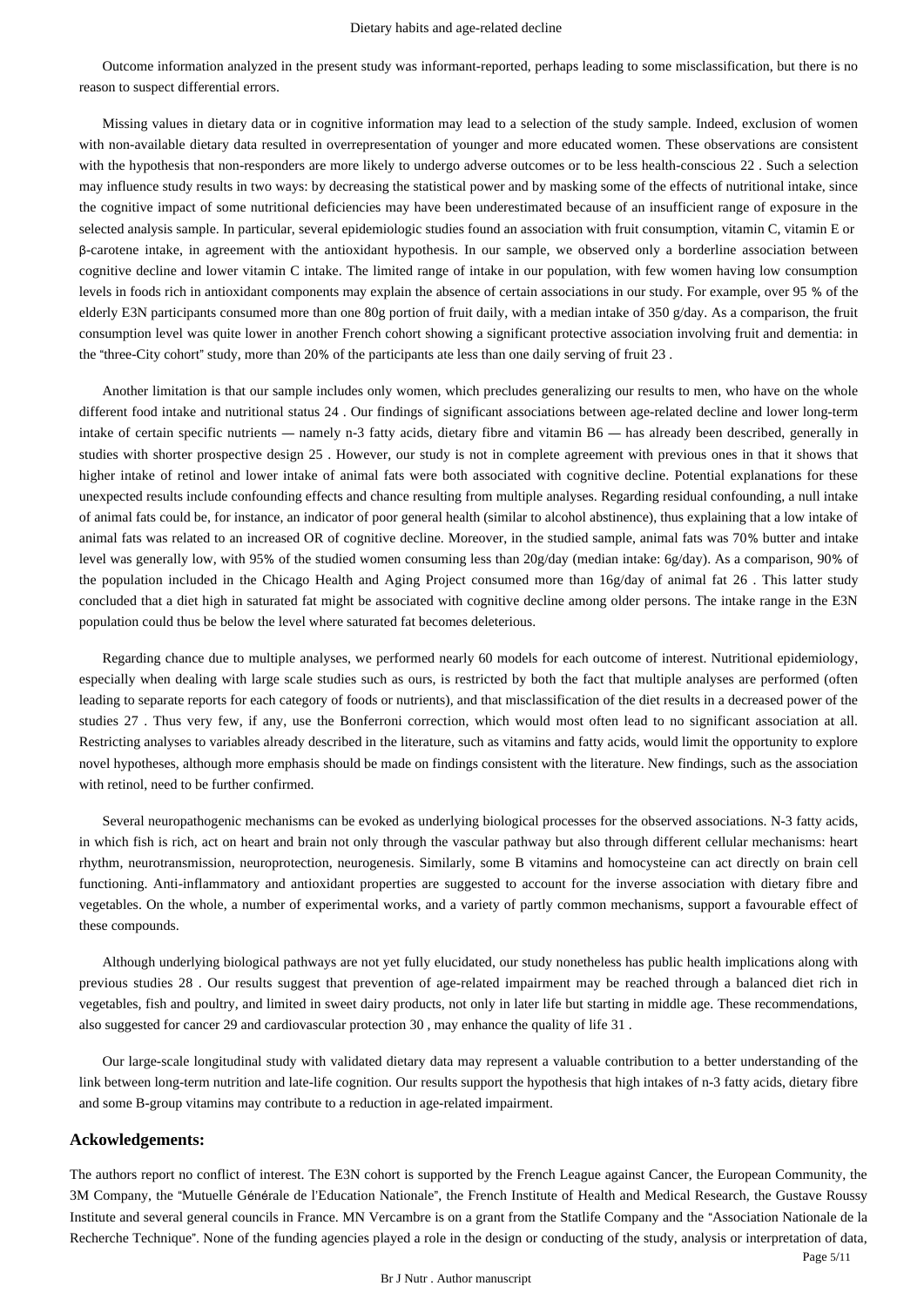Outcome information analyzed in the present study was informant-reported, perhaps leading to some misclassification, but there is no reason to suspect differential errors.

Missing values in dietary data or in cognitive information may lead to a selection of the study sample. Indeed, exclusion of women with non-available dietary data resulted in overrepresentation of younger and more educated women. These observations are consistent with the hypothesis that non-responders are more likely to undergo adverse outcomes or to be less health-conscious 22 . Such a selection may influence study results in two ways: by decreasing the statistical power and by masking some of the effects of nutritional intake, since the cognitive impact of some nutritional deficiencies may have been underestimated because of an insufficient range of exposure in the selected analysis sample. In particular, several epidemiologic studies found an association with fruit consumption, vitamin C, vitamin E or β-carotene intake, in agreement with the antioxidant hypothesis. In our sample, we observed only a borderline association between cognitive decline and lower vitamin C intake. The limited range of intake in our population, with few women having low consumption levels in foods rich in antioxidant components may explain the absence of certain associations in our study. For example, over 95 % of the elderly E3N participants consumed more than one 80g portion of fruit daily, with a median intake of 350 g/day. As a comparison, the fruit consumption level was quite lower in another French cohort showing a significant protective association involving fruit and dementia: in the "three-City cohort" study, more than 20% of the participants ate less than one daily serving of fruit 23 .

Another limitation is that our sample includes only women, which precludes generalizing our results to men, who have on the whole different food intake and nutritional status 24 . Our findings of significant associations between age-related decline and lower long-term intake of certain specific nutrients — namely n-3 fatty acids, dietary fibre and vitamin B6 — has already been described, generally in studies with shorter prospective design 25 . However, our study is not in complete agreement with previous ones in that it shows that higher intake of retinol and lower intake of animal fats were both associated with cognitive decline. Potential explanations for these unexpected results include confounding effects and chance resulting from multiple analyses. Regarding residual confounding, a null intake of animal fats could be, for instance, an indicator of poor general health (similar to alcohol abstinence), thus explaining that a low intake of animal fats was related to an increased OR of cognitive decline. Moreover, in the studied sample, animal fats was 70% butter and intake level was generally low, with 95% of the studied women consuming less than 20g/day (median intake: 6g/day). As a comparison, 90% of the population included in the Chicago Health and Aging Project consumed more than 16g/day of animal fat 26 . This latter study concluded that a diet high in saturated fat might be associated with cognitive decline among older persons. The intake range in the E3N population could thus be below the level where saturated fat becomes deleterious.

Regarding chance due to multiple analyses, we performed nearly 60 models for each outcome of interest. Nutritional epidemiology, especially when dealing with large scale studies such as ours, is restricted by both the fact that multiple analyses are performed (often leading to separate reports for each category of foods or nutrients), and that misclassification of the diet results in a decreased power of the studies 27 . Thus very few, if any, use the Bonferroni correction, which would most often lead to no significant association at all. Restricting analyses to variables already described in the literature, such as vitamins and fatty acids, would limit the opportunity to explore novel hypotheses, although more emphasis should be made on findings consistent with the literature. New findings, such as the association with retinol, need to be further confirmed.

Several neuropathogenic mechanisms can be evoked as underlying biological processes for the observed associations. N-3 fatty acids, in which fish is rich, act on heart and brain not only through the vascular pathway but also through different cellular mechanisms: heart rhythm, neurotransmission, neuroprotection, neurogenesis. Similarly, some B vitamins and homocysteine can act directly on brain cell functioning. Anti-inflammatory and antioxidant properties are suggested to account for the inverse association with dietary fibre and vegetables. On the whole, a number of experimental works, and a variety of partly common mechanisms, support a favourable effect of these compounds.

Although underlying biological pathways are not yet fully elucidated, our study nonetheless has public health implications along with previous studies 28 . Our results suggest that prevention of age-related impairment may be reached through a balanced diet rich in vegetables, fish and poultry, and limited in sweet dairy products, not only in later life but starting in middle age. These recommendations, also suggested for cancer 29 and cardiovascular protection 30 , may enhance the quality of life 31 .

Our large-scale longitudinal study with validated dietary data may represent a valuable contribution to a better understanding of the link between long-term nutrition and late-life cognition. Our results support the hypothesis that high intakes of n-3 fatty acids, dietary fibre and some B-group vitamins may contribute to a reduction in age-related impairment.

## Ackowledgements:

The authors report no conflict of interest. The E3N cohort is supported by the French League against Cancer, the European Community, the 3M Company, the "Mutuelle Générale de l'Education Nationale", the French Institute of Health and Medical Research, the Gustave Roussy Institute and several general councils in France. MN Vercambre is on a grant from the Statlife Company and the "Association Nationale de la Recherche Technique". None of the funding agencies played a role in the design or conducting of the study, analysis or interpretation of data,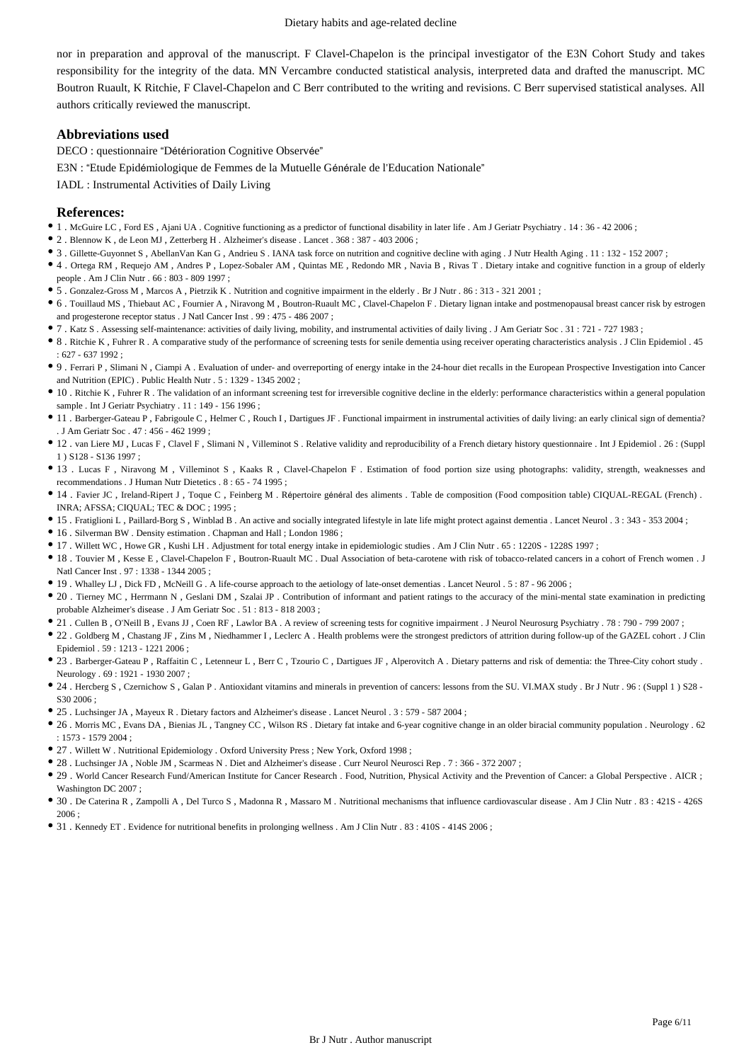nor in preparation and approval of the manuscript. F Clavel-Chapelon is the principal investigator of the E3N Cohort Study and takes responsibility for the integrity of the data. MN Vercambre conducted statistical analysis, interpreted data and drafted the manuscript. MC Boutron Ruault, K Ritchie, F Clavel-Chapelon and C Berr contributed to the writing and revisions. C Berr supervised statistical analyses. All authors critically reviewed the manuscript.

## Abbreviations used

DECO : questionnaire "Détérioration Cognitive Observée"

E3N : "Etude Epidémiologique de Femmes de la Mutuelle Générale de l'Education Nationale"

IADL : Instrumental Activities of Daily Living

## References:

- 1 . McGuire LC , Ford ES , Ajani UA . Cognitive functioning as a predictor of functional disability in later life . Am J Geriatr Psychiatry . 14 : 36 - 42 2006 ;
- 2 . Blennow K , de Leon MJ , Zetterberg H . Alzheimer's disease . Lancet . 368 : 387 - 403 2006 ;
- 3 . Gillette-Guyonnet S , AbellanVan Kan G , Andrieu S . IANA task force on nutrition and cognitive decline with aging . J Nutr Health Aging . 11 : 132 - 152 2007 ;
- 4 . Ortega RM , Requejo AM , Andres P , Lopez-Sobaler AM , Quintas ME , Redondo MR , Navia B , Rivas T . Dietary intake and cognitive function in a group of elderly people . Am J Clin Nutr . 66 : 803 - 809 1997 ;
- 5 . Gonzalez-Gross M , Marcos A , Pietrzik K . Nutrition and cognitive impairment in the elderly . Br J Nutr . 86 : 313 - 321 2001 ;
- 6 . Touillaud MS , Thiebaut AC , Fournier A , Niravong M , Boutron-Ruault MC , Clavel-Chapelon F . Dietary lignan intake and postmenopausal breast cancer risk by estrogen and progesterone receptor status . J Natl Cancer Inst . 99 : 475 - 486 2007 ;
- 7 . Katz S . Assessing self-maintenance: activities of daily living, mobility, and instrumental activities of daily living . J Am Geriatr Soc . 31 : 721 - 727 1983 ;
- 8 . Ritchie K , Fuhrer R . A comparative study of the performance of screening tests for senile dementia using receiver operating characteristics analysis . J Clin Epidemiol . 45 : 627 - 637 1992 ;
- 9 . Ferrari P , Slimani N , Ciampi A . Evaluation of under- and overreporting of energy intake in the 24-hour diet recalls in the European Prospective Investigation into Cancer and Nutrition (EPIC) . Public Health Nutr . 5 : 1329 - 1345 2002 ;
- 10 . Ritchie K , Fuhrer R . The validation of an informant screening test for irreversible cognitive decline in the elderly: performance characteristics within a general population sample . Int J Geriatr Psychiatry . 11 : 149 - 156 1996 ;
- 11 . Barberger-Gateau P , Fabrigoule C , Helmer C , Rouch I , Dartigues JF . Functional impairment in instrumental activities of daily living: an early clinical sign of dementia? . J Am Geriatr Soc . 47 : 456 - 462 1999 ;
- 12 . van Liere MJ , Lucas F , Clavel F , Slimani N , Villeminot S . Relative validity and reproducibility of a French dietary history questionnaire . Int J Epidemiol . 26 : (Suppl 1 ) S128 - S136 1997 ;
- 13 . Lucas F , Niravong M , Villeminot S , Kaaks R , Clavel-Chapelon F . Estimation of food portion size using photographs: validity, strength, weaknesses and recommendations . J Human Nutr Dietetics . 8 : 65 - 74 1995 ;
- 14 . Favier JC , Ireland-Ripert J , Toque C , Feinberg M . Répertoire général des aliments . Table de composition (Food composition table) CIQUAL-REGAL (French) . INRA; AFSSA; CIQUAL; TEC & DOC ; 1995 ;
- 15 . Fratiglioni L , Paillard-Borg S , Winblad B . An active and socially integrated lifestyle in late life might protect against dementia . Lancet Neurol . 3 : 343 - 353 2004 ;
- 16 . Silverman BW . Density estimation . Chapman and Hall ; London 1986 ;
- 17 . Willett WC , Howe GR , Kushi LH . Adjustment for total energy intake in epidemiologic studies . Am J Clin Nutr . 65 : 1220S - 1228S 1997 ;
- 18 . Touvier M , Kesse E , Clavel-Chapelon F , Boutron-Ruault MC . Dual Association of beta-carotene with risk of tobacco-related cancers in a cohort of French women . J Natl Cancer Inst . 97 : 1338 - 1344 2005 ;
- 19 . Whalley LJ , Dick FD , McNeill G . A life-course approach to the aetiology of late-onset dementias . Lancet Neurol . 5 : 87 - 96 2006 ;
- 20 . Tierney MC , Herrmann N , Geslani DM , Szalai JP . Contribution of informant and patient ratings to the accuracy of the mini-mental state examination in predicting probable Alzheimer's disease . J Am Geriatr Soc . 51 : 813 - 818 2003 ;
- 21 . Cullen B , O'Neill B , Evans JJ , Coen RF , Lawlor BA . A review of screening tests for cognitive impairment . J Neurol Neurosurg Psychiatry . 78 : 790 - 799 2007 ;
- 22 . Goldberg M , Chastang JF , Zins M , Niedhammer I , Leclerc A . Health problems were the strongest predictors of attrition during follow-up of the GAZEL cohort . J Clin Epidemiol . 59 : 1213 - 1221 2006 ;
- 23 . Barberger-Gateau P , Raffaitin C , Letenneur L , Berr C , Tzourio C , Dartigues JF , Alperovitch A . Dietary patterns and risk of dementia: the Three-City cohort study . Neurology . 69 : 1921 - 1930 2007 ;
- 24 . Hercberg S , Czernichow S , Galan P . Antioxidant vitamins and minerals in prevention of cancers: lessons from the SU. VI.MAX study . Br J Nutr . 96 : (Suppl 1 ) S28 - S30 2006 ;
- 25 . Luchsinger JA , Mayeux R . Dietary factors and Alzheimer's disease . Lancet Neurol . 3 : 579 - 587 2004 ;
- 26 . Morris MC , Evans DA , Bienias JL , Tangney CC , Wilson RS . Dietary fat intake and 6-year cognitive change in an older biracial community population . Neurology . 62 : 1573 - 1579 2004 ;
- 27 . Willett W . Nutritional Epidemiology . Oxford University Press ; New York, Oxford 1998 ;
- 28 . Luchsinger JA , Noble JM , Scarmeas N . Diet and Alzheimer's disease . Curr Neurol Neurosci Rep . 7 : 366 - 372 2007 ;
- 29 . World Cancer Research Fund/American Institute for Cancer Research . Food, Nutrition, Physical Activity and the Prevention of Cancer: a Global Perspective . AICR ; Washington DC 2007 ;
- 30 . De Caterina R , Zampolli A , Del Turco S , Madonna R , Massaro M . Nutritional mechanisms that influence cardiovascular disease . Am J Clin Nutr . 83 : 421S - 426S 2006 ;
- 31 . Kennedy ET . Evidence for nutritional benefits in prolonging wellness . Am J Clin Nutr . 83 : 410S - 414S 2006 ;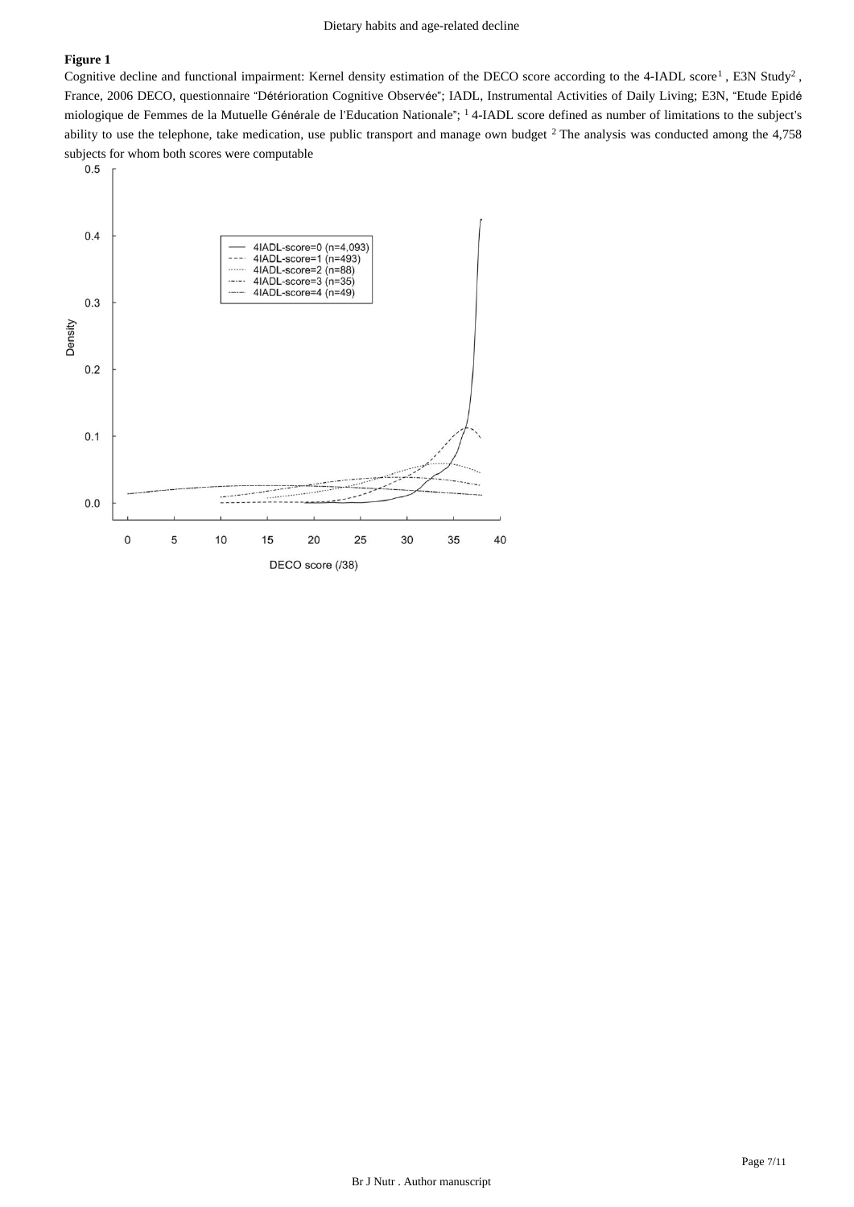**Figure 1**

Cognitive decline and functional impairment: Kernel density estimation of the DECO score according to the 4-IADL score[1], E3N Study[2], France, 2006 DECO, questionnaire "Détérioration Cognitive Observée"; IADL, Instrumental Activities of Daily Living; E3N, "Etude Epidémiologique de Femmes de la Mutuelle Générale de l'Education Nationale"; [1] 4-IADL score defined as number of limitations to the subject's ability to use the telephone, take medication, use public transport and manage own budget [2] The analysis was conducted among the 4,758 subjects for whom both scores were computable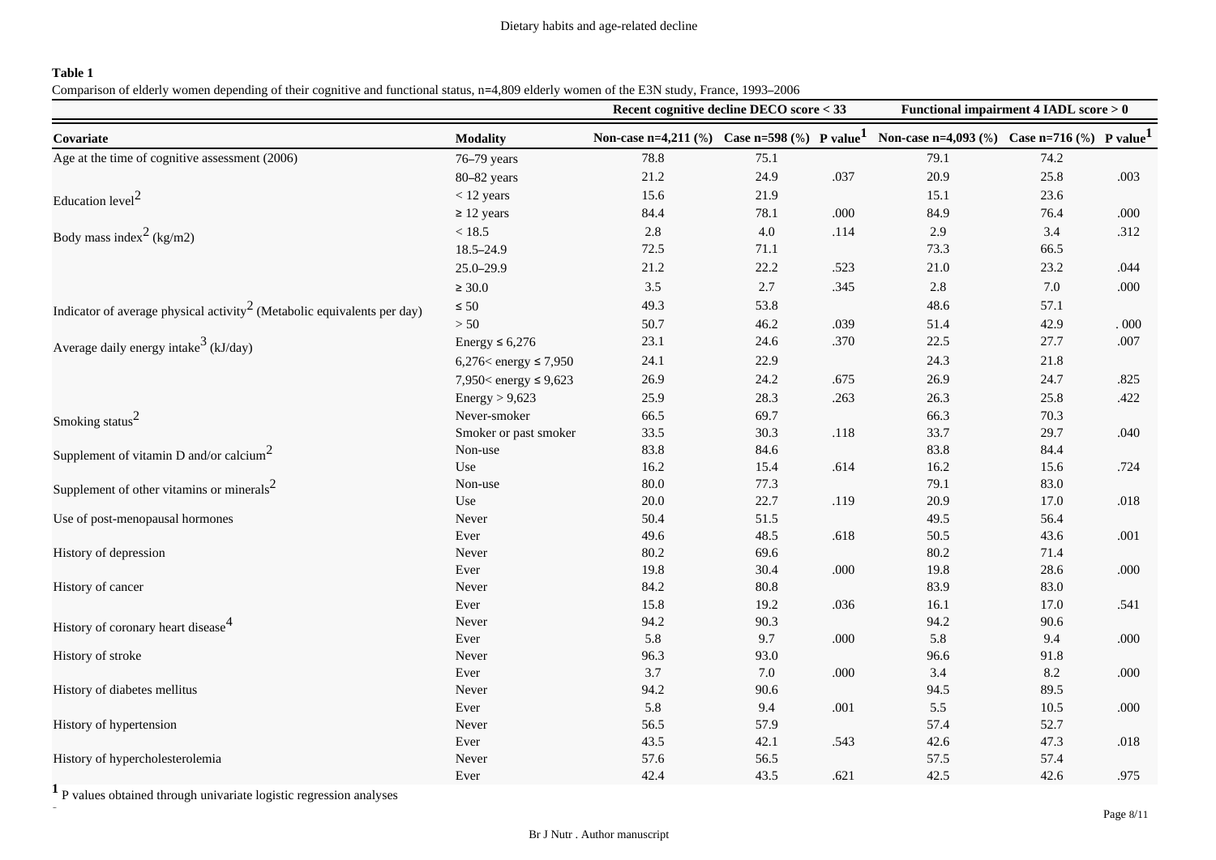**Table 1**

Comparison of elderly women depending of their cognitive and functional status, n=4,809 elderly women of the E3N study, France, 1993–2006

| | | Recent cognitive decline DECO score < 33 | | | Functional impairment 4 IADL score > 0 | | |
|---|---|---|---|---|---|---|---|
| **Covariate** | **Modality** | **Non-case n=4,211 (%)** | **Case n=598 (%)** | **P value[1]** | **Non-case n=4,093 (%)** | **Case n=716 (%)** | **P value[1]** |
| Age at the time of cognitive assessment (2006) | 76–79 years | 78.8 | 75.1 | | 79.1 | 74.2 | |
| | 80–82 years | 21.2 | 24.9 | .037 | 20.9 | 25.8 | .003 |
| Education level[2] | < 12 years | 15.6 | 21.9 | | 15.1 | 23.6 | |
| | ≥ 12 years | 84.4 | 78.1 | .000 | 84.9 | 76.4 | .000 |
| Body mass index[2] (kg/m2) | < 18.5 | 2.8 | 4.0 | .114 | 2.9 | 3.4 | .312 |
| | 18.5–24.9 | 72.5 | 71.1 | | 73.3 | 66.5 | |
| | 25.0–29.9 | 21.2 | 22.2 | .523 | 21.0 | 23.2 | .044 |
| | ≥ 30.0 | 3.5 | 2.7 | .345 | 2.8 | 7.0 | .000 |
| Indicator of average physical activity[2] (Metabolic equivalents per day) | ≤ 50 | 49.3 | 53.8 | | 48.6 | 57.1 | |
| | > 50 | 50.7 | 46.2 | .039 | 51.4 | 42.9 | . 000 |
| Average daily energy intake[3] (kJ/day) | Energy ≤ 6,276 | 23.1 | 24.6 | .370 | 22.5 | 27.7 | .007 |
| | 6,276< energy ≤ 7,950 | 24.1 | 22.9 | | 24.3 | 21.8 | |
| | 7,950< energy ≤ 9,623 | 26.9 | 24.2 | .675 | 26.9 | 24.7 | .825 |
| | Energy > 9,623 | 25.9 | 28.3 | .263 | 26.3 | 25.8 | .422 |
| Smoking status[2] | Never-smoker | 66.5 | 69.7 | | 66.3 | 70.3 | |
| | Smoker or past smoker | 33.5 | 30.3 | .118 | 33.7 | 29.7 | .040 |
| Supplement of vitamin D and/or calcium[2] | Non-use | 83.8 | 84.6 | | 83.8 | 84.4 | |
| | Use | 16.2 | 15.4 | .614 | 16.2 | 15.6 | .724 |
| Supplement of other vitamins or minerals[2] | Non-use | 80.0 | 77.3 | | 79.1 | 83.0 | |
| | Use | 20.0 | 22.7 | .119 | 20.9 | 17.0 | .018 |
| Use of post-menopausal hormones | Never | 50.4 | 51.5 | | 49.5 | 56.4 | |
| | Ever | 49.6 | 48.5 | .618 | 50.5 | 43.6 | .001 |
| History of depression | Never | 80.2 | 69.6 | | 80.2 | 71.4 | |
| | Ever | 19.8 | 30.4 | .000 | 19.8 | 28.6 | .000 |
| History of cancer | Never | 84.2 | 80.8 | | 83.9 | 83.0 | |
| | Ever | 15.8 | 19.2 | .036 | 16.1 | 17.0 | .541 |
| History of coronary heart disease[4] | Never | 94.2 | 90.3 | | 94.2 | 90.6 | |
| | Ever | 5.8 | 9.7 | .000 | 5.8 | 9.4 | .000 |
| History of stroke | Never | 96.3 | 93.0 | | 96.6 | 91.8 | |
| | Ever | 3.7 | 7.0 | .000 | 3.4 | 8.2 | .000 |
| History of diabetes mellitus | Never | 94.2 | 90.6 | | 94.5 | 89.5 | |
| | Ever | 5.8 | 9.4 | .001 | 5.5 | 10.5 | .000 |
| History of hypertension | Never | 56.5 | 57.9 | | 57.4 | 52.7 | |
| | Ever | 43.5 | 42.1 | .543 | 42.6 | 47.3 | .018 |
| History of hypercholesterolemia | Never | 57.6 | 56.5 | | 57.5 | 57.4 | |
| | Ever | 42.4 | 43.5 | .621 | 42.5 | 42.6 | .975 |

[1] P values obtained through univariate logistic regression analyses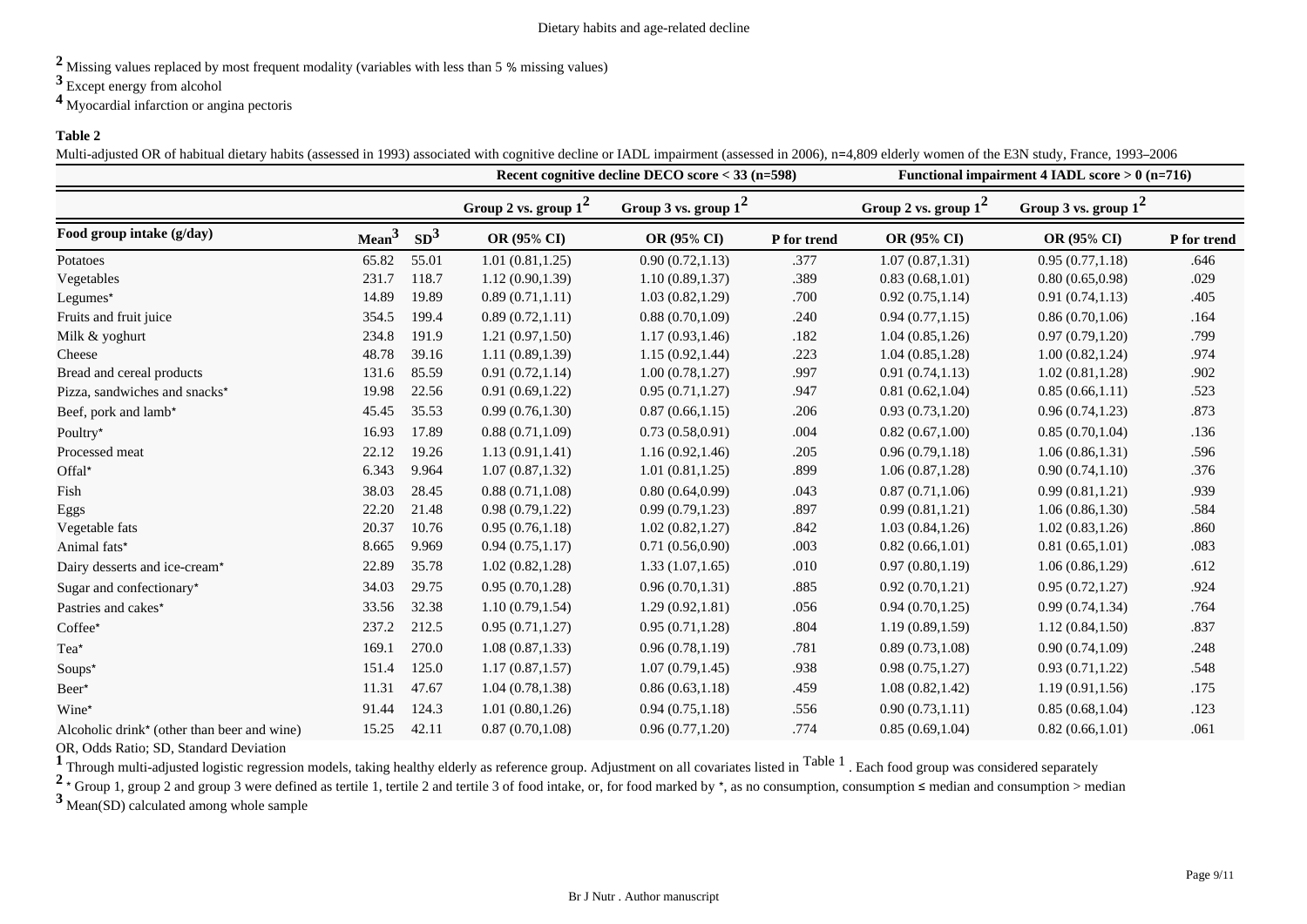[2] Missing values replaced by most frequent modality (variables with less than 5 % missing values)

[3] Except energy from alcohol

[4] Myocardial infarction or angina pectoris

**Table 2**

Multi-adjusted OR of habitual dietary habits (assessed in 1993) associated with cognitive decline or IADL impairment (assessed in 2006), n=4,809 elderly women of the E3N study, France, 1993–2006

| | | | Recent cognitive decline DECO score < 33 (n=598) | | | Functional impairment 4 IADL score > 0 (n=716) | | |
|---|---|---|---|---|---|---|---|---|
| | | | Group 2 vs. group 1[2] | Group 3 vs. group 1[2] | | Group 2 vs. group 1[2] | Group 3 vs. group 1[2] | |
| **Food group intake (g/day)** | **Mean[3]** | **SD[3]** | **OR (95% CI)** | **OR (95% CI)** | **P for trend** | **OR (95% CI)** | **OR (95% CI)** | **P for trend** |
| Potatoes | 65.82 | 55.01 | 1.01 (0.81,1.25) | 0.90 (0.72,1.13) | .377 | 1.07 (0.87,1.31) | 0.95 (0.77,1.18) | .646 |
| Vegetables | 231.7 | 118.7 | 1.12 (0.90,1.39) | 1.10 (0.89,1.37) | .389 | 0.83 (0.68,1.01) | 0.80 (0.65,0.98) | .029 |
| Legumes* | 14.89 | 19.89 | 0.89 (0.71,1.11) | 1.03 (0.82,1.29) | .700 | 0.92 (0.75,1.14) | 0.91 (0.74,1.13) | .405 |
| Fruits and fruit juice | 354.5 | 199.4 | 0.89 (0.72,1.11) | 0.88 (0.70,1.09) | .240 | 0.94 (0.77,1.15) | 0.86 (0.70,1.06) | .164 |
| Milk & yoghurt | 234.8 | 191.9 | 1.21 (0.97,1.50) | 1.17 (0.93,1.46) | .182 | 1.04 (0.85,1.26) | 0.97 (0.79,1.20) | .799 |
| Cheese | 48.78 | 39.16 | 1.11 (0.89,1.39) | 1.15 (0.92,1.44) | .223 | 1.04 (0.85,1.28) | 1.00 (0.82,1.24) | .974 |
| Bread and cereal products | 131.6 | 85.59 | 0.91 (0.72,1.14) | 1.00 (0.78,1.27) | .997 | 0.91 (0.74,1.13) | 1.02 (0.81,1.28) | .902 |
| Pizza, sandwiches and snacks* | 19.98 | 22.56 | 0.91 (0.69,1.22) | 0.95 (0.71,1.27) | .947 | 0.81 (0.62,1.04) | 0.85 (0.66,1.11) | .523 |
| Beef, pork and lamb* | 45.45 | 35.53 | 0.99 (0.76,1.30) | 0.87 (0.66,1.15) | .206 | 0.93 (0.73,1.20) | 0.96 (0.74,1.23) | .873 |
| Poultry* | 16.93 | 17.89 | 0.88 (0.71,1.09) | 0.73 (0.58,0.91) | .004 | 0.82 (0.67,1.00) | 0.85 (0.70,1.04) | .136 |
| Processed meat | 22.12 | 19.26 | 1.13 (0.91,1.41) | 1.16 (0.92,1.46) | .205 | 0.96 (0.79,1.18) | 1.06 (0.86,1.31) | .596 |
| Offal* | 6.343 | 9.964 | 1.07 (0.87,1.32) | 1.01 (0.81,1.25) | .899 | 1.06 (0.87,1.28) | 0.90 (0.74,1.10) | .376 |
| Fish | 38.03 | 28.45 | 0.88 (0.71,1.08) | 0.80 (0.64,0.99) | .043 | 0.87 (0.71,1.06) | 0.99 (0.81,1.21) | .939 |
| Eggs | 22.20 | 21.48 | 0.98 (0.79,1.22) | 0.99 (0.79,1.23) | .897 | 0.99 (0.81,1.21) | 1.06 (0.86,1.30) | .584 |
| Vegetable fats | 20.37 | 10.76 | 0.95 (0.76,1.18) | 1.02 (0.82,1.27) | .842 | 1.03 (0.84,1.26) | 1.02 (0.83,1.26) | .860 |
| Animal fats* | 8.665 | 9.969 | 0.94 (0.75,1.17) | 0.71 (0.56,0.90) | .003 | 0.82 (0.66,1.01) | 0.81 (0.65,1.01) | .083 |
| Dairy desserts and ice-cream* | 22.89 | 35.78 | 1.02 (0.82,1.28) | 1.33 (1.07,1.65) | .010 | 0.97 (0.80,1.19) | 1.06 (0.86,1.29) | .612 |
| Sugar and confectionary* | 34.03 | 29.75 | 0.95 (0.70,1.28) | 0.96 (0.70,1.31) | .885 | 0.92 (0.70,1.21) | 0.95 (0.72,1.27) | .924 |
| Pastries and cakes* | 33.56 | 32.38 | 1.10 (0.79,1.54) | 1.29 (0.92,1.81) | .056 | 0.94 (0.70,1.25) | 0.99 (0.74,1.34) | .764 |
| Coffee* | 237.2 | 212.5 | 0.95 (0.71,1.27) | 0.95 (0.71,1.28) | .804 | 1.19 (0.89,1.59) | 1.12 (0.84,1.50) | .837 |
| Tea* | 169.1 | 270.0 | 1.08 (0.87,1.33) | 0.96 (0.78,1.19) | .781 | 0.89 (0.73,1.08) | 0.90 (0.74,1.09) | .248 |
| Soups* | 151.4 | 125.0 | 1.17 (0.87,1.57) | 1.07 (0.79,1.45) | .938 | 0.98 (0.75,1.27) | 0.93 (0.71,1.22) | .548 |
| Beer* | 11.31 | 47.67 | 1.04 (0.78,1.38) | 0.86 (0.63,1.18) | .459 | 1.08 (0.82,1.42) | 1.19 (0.91,1.56) | .175 |
| Wine* | 91.44 | 124.3 | 1.01 (0.80,1.26) | 0.94 (0.75,1.18) | .556 | 0.90 (0.73,1.11) | 0.85 (0.68,1.04) | .123 |
| Alcoholic drink* (other than beer and wine) | 15.25 | 42.11 | 0.87 (0.70,1.08) | 0.96 (0.77,1.20) | .774 | 0.85 (0.69,1.04) | 0.82 (0.66,1.01) | .061 |

OR, Odds Ratio; SD, Standard Deviation

[1] Through multi-adjusted logistic regression models, taking healthy elderly as reference group. Adjustment on all covariates listed in Table 1. Each food group was considered separately

[2] * Group 1, group 2 and group 3 were defined as tertile 1, tertile 2 and tertile 3 of food intake, or, for food marked by *, as no consumption, consumption ≤ median and consumption > median

[3] Mean(SD) calculated among whole sample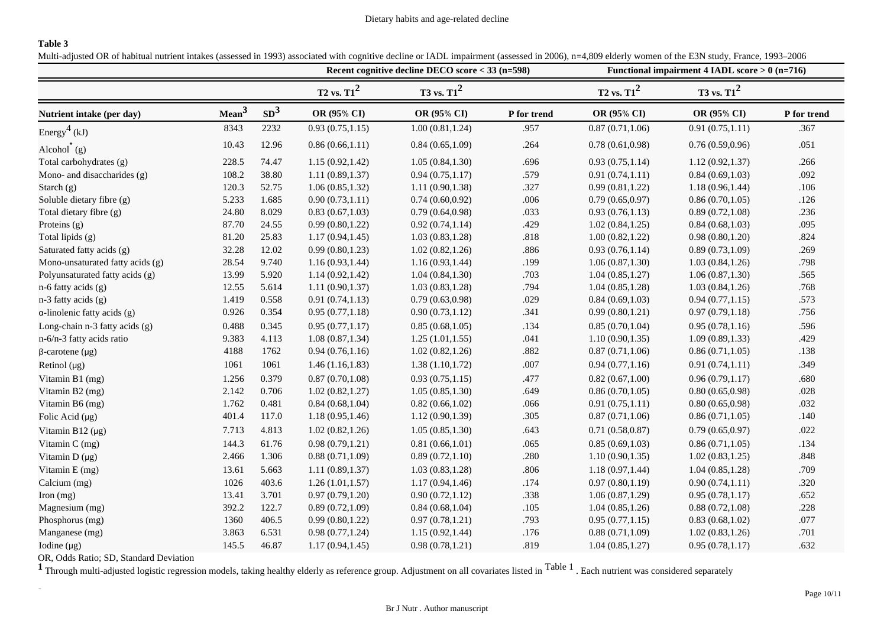**Table 3**

Multi-adjusted OR of habitual nutrient intakes (assessed in 1993) associated with cognitive decline or IADL impairment (assessed in 2006), n=4,809 elderly women of the E3N study, France, 1993–2006

| | | | Recent cognitive decline DECO score < 33 (n=598) | | | Functional impairment 4 IADL score > 0 (n=716) | | |
|---|---|---|---|---|---|---|---|---|
| | | | T2 vs. T1[2] | T3 vs. T1[2] | | T2 vs. T1[2] | T3 vs. T1[2] | |
| Nutrient intake (per day) | Mean[3] | SD[3] | OR (95% CI) | OR (95% CI) | P for trend | OR (95% CI) | OR (95% CI) | P for trend |
| Energy[4] (kJ) | 8343 | 2232 | 0.93 (0.75,1.15) | 1.00 (0.81,1.24) | .957 | 0.87 (0.71,1.06) | 0.91 (0.75,1.11) | .367 |
| Alcohol* (g) | 10.43 | 12.96 | 0.86 (0.66,1.11) | 0.84 (0.65,1.09) | .264 | 0.78 (0.61,0.98) | 0.76 (0.59,0.96) | .051 |
| Total carbohydrates (g) | 228.5 | 74.47 | 1.15 (0.92,1.42) | 1.05 (0.84,1.30) | .696 | 0.93 (0.75,1.14) | 1.12 (0.92,1.37) | .266 |
| Mono- and disaccharides (g) | 108.2 | 38.80 | 1.11 (0.89,1.37) | 0.94 (0.75,1.17) | .579 | 0.91 (0.74,1.11) | 0.84 (0.69,1.03) | .092 |
| Starch (g) | 120.3 | 52.75 | 1.06 (0.85,1.32) | 1.11 (0.90,1.38) | .327 | 0.99 (0.81,1.22) | 1.18 (0.96,1.44) | .106 |
| Soluble dietary fibre (g) | 5.233 | 1.685 | 0.90 (0.73,1.11) | 0.74 (0.60,0.92) | .006 | 0.79 (0.65,0.97) | 0.86 (0.70,1.05) | .126 |
| Total dietary fibre (g) | 24.80 | 8.029 | 0.83 (0.67,1.03) | 0.79 (0.64,0.98) | .033 | 0.93 (0.76,1.13) | 0.89 (0.72,1.08) | .236 |
| Proteins (g) | 87.70 | 24.55 | 0.99 (0.80,1.22) | 0.92 (0.74,1.14) | .429 | 1.02 (0.84,1.25) | 0.84 (0.68,1.03) | .095 |
| Total lipids (g) | 81.20 | 25.83 | 1.17 (0.94,1.45) | 1.03 (0.83,1.28) | .818 | 1.00 (0.82,1.22) | 0.98 (0.80,1.20) | .824 |
| Saturated fatty acids (g) | 32.28 | 12.02 | 0.99 (0.80,1.23) | 1.02 (0.82,1.26) | .886 | 0.93 (0.76,1.14) | 0.89 (0.73,1.09) | .269 |
| Mono-unsaturated fatty acids (g) | 28.54 | 9.740 | 1.16 (0.93,1.44) | 1.16 (0.93,1.44) | .199 | 1.06 (0.87,1.30) | 1.03 (0.84,1.26) | .798 |
| Polyunsaturated fatty acids (g) | 13.99 | 5.920 | 1.14 (0.92,1.42) | 1.04 (0.84,1.30) | .703 | 1.04 (0.85,1.27) | 1.06 (0.87,1.30) | .565 |
| n-6 fatty acids (g) | 12.55 | 5.614 | 1.11 (0.90,1.37) | 1.03 (0.83,1.28) | .794 | 1.04 (0.85,1.28) | 1.03 (0.84,1.26) | .768 |
| n-3 fatty acids (g) | 1.419 | 0.558 | 0.91 (0.74,1.13) | 0.79 (0.63,0.98) | .029 | 0.84 (0.69,1.03) | 0.94 (0.77,1.15) | .573 |
| α-linolenic fatty acids (g) | 0.926 | 0.354 | 0.95 (0.77,1.18) | 0.90 (0.73,1.12) | .341 | 0.99 (0.80,1.21) | 0.97 (0.79,1.18) | .756 |
| Long-chain n-3 fatty acids (g) | 0.488 | 0.345 | 0.95 (0.77,1.17) | 0.85 (0.68,1.05) | .134 | 0.85 (0.70,1.04) | 0.95 (0.78,1.16) | .596 |
| n-6/n-3 fatty acids ratio | 9.383 | 4.113 | 1.08 (0.87,1.34) | 1.25 (1.01,1.55) | .041 | 1.10 (0.90,1.35) | 1.09 (0.89,1.33) | .429 |
| β-carotene (μg) | 4188 | 1762 | 0.94 (0.76,1.16) | 1.02 (0.82,1.26) | .882 | 0.87 (0.71,1.06) | 0.86 (0.71,1.05) | .138 |
| Retinol (μg) | 1061 | 1061 | 1.46 (1.16,1.83) | 1.38 (1.10,1.72) | .007 | 0.94 (0.77,1.16) | 0.91 (0.74,1.11) | .349 |
| Vitamin B1 (mg) | 1.256 | 0.379 | 0.87 (0.70,1.08) | 0.93 (0.75,1.15) | .477 | 0.82 (0.67,1.00) | 0.96 (0.79,1.17) | .680 |
| Vitamin B2 (mg) | 2.142 | 0.706 | 1.02 (0.82,1.27) | 1.05 (0.85,1.30) | .649 | 0.86 (0.70,1.05) | 0.80 (0.65,0.98) | .028 |
| Vitamin B6 (mg) | 1.762 | 0.481 | 0.84 (0.68,1.04) | 0.82 (0.66,1.02) | .066 | 0.91 (0.75,1.11) | 0.80 (0.65,0.98) | .032 |
| Folic Acid (μg) | 401.4 | 117.0 | 1.18 (0.95,1.46) | 1.12 (0.90,1.39) | .305 | 0.87 (0.71,1.06) | 0.86 (0.71,1.05) | .140 |
| Vitamin B12 (μg) | 7.713 | 4.813 | 1.02 (0.82,1.26) | 1.05 (0.85,1.30) | .643 | 0.71 (0.58,0.87) | 0.79 (0.65,0.97) | .022 |
| Vitamin C (mg) | 144.3 | 61.76 | 0.98 (0.79,1.21) | 0.81 (0.66,1.01) | .065 | 0.85 (0.69,1.03) | 0.86 (0.71,1.05) | .134 |
| Vitamin D (μg) | 2.466 | 1.306 | 0.88 (0.71,1.09) | 0.89 (0.72,1.10) | .280 | 1.10 (0.90,1.35) | 1.02 (0.83,1.25) | .848 |
| Vitamin E (mg) | 13.61 | 5.663 | 1.11 (0.89,1.37) | 1.03 (0.83,1.28) | .806 | 1.18 (0.97,1.44) | 1.04 (0.85,1.28) | .709 |
| Calcium (mg) | 1026 | 403.6 | 1.26 (1.01,1.57) | 1.17 (0.94,1.46) | .174 | 0.97 (0.80,1.19) | 0.90 (0.74,1.11) | .320 |
| Iron (mg) | 13.41 | 3.701 | 0.97 (0.79,1.20) | 0.90 (0.72,1.12) | .338 | 1.06 (0.87,1.29) | 0.95 (0.78,1.17) | .652 |
| Magnesium (mg) | 392.2 | 122.7 | 0.89 (0.72,1.09) | 0.84 (0.68,1.04) | .105 | 1.04 (0.85,1.26) | 0.88 (0.72,1.08) | .228 |
| Phosphorus (mg) | 1360 | 406.5 | 0.99 (0.80,1.22) | 0.97 (0.78,1.21) | .793 | 0.95 (0.77,1.15) | 0.83 (0.68,1.02) | .077 |
| Manganese (mg) | 3.863 | 6.531 | 0.98 (0.77,1.24) | 1.15 (0.92,1.44) | .176 | 0.88 (0.71,1.09) | 1.02 (0.83,1.26) | .701 |
| Iodine (μg) | 145.5 | 46.87 | 1.17 (0.94,1.45) | 0.98 (0.78,1.21) | .819 | 1.04 (0.85,1.27) | 0.95 (0.78,1.17) | .632 |

OR, Odds Ratio; SD, Standard Deviation

[1] Through multi-adjusted logistic regression models, taking healthy elderly as reference group. Adjustment on all covariates listed in Table 1. Each nutrient was considered separately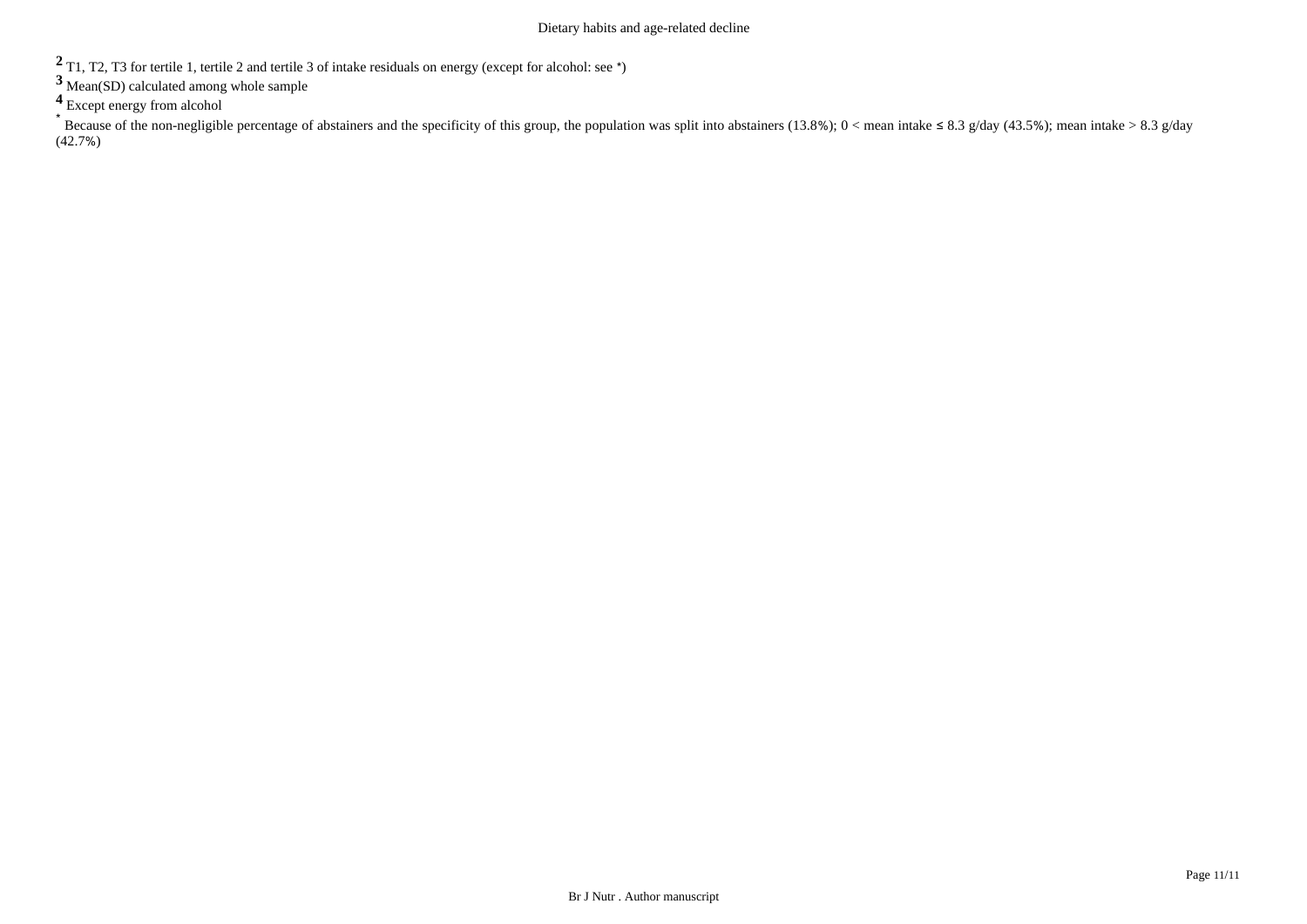[2] T1, T2, T3 for tertile 1, tertile 2 and tertile 3 of intake residuals on energy (except for alcohol: see *)

[3] Mean(SD) calculated among whole sample

[4] Except energy from alcohol

* Because of the non-negligible percentage of abstainers and the specificity of this group, the population was split into abstainers (13.8%); 0 < mean intake ≤ 8.3 g/day (43.5%); mean intake > 8.3 g/day (42.7%)